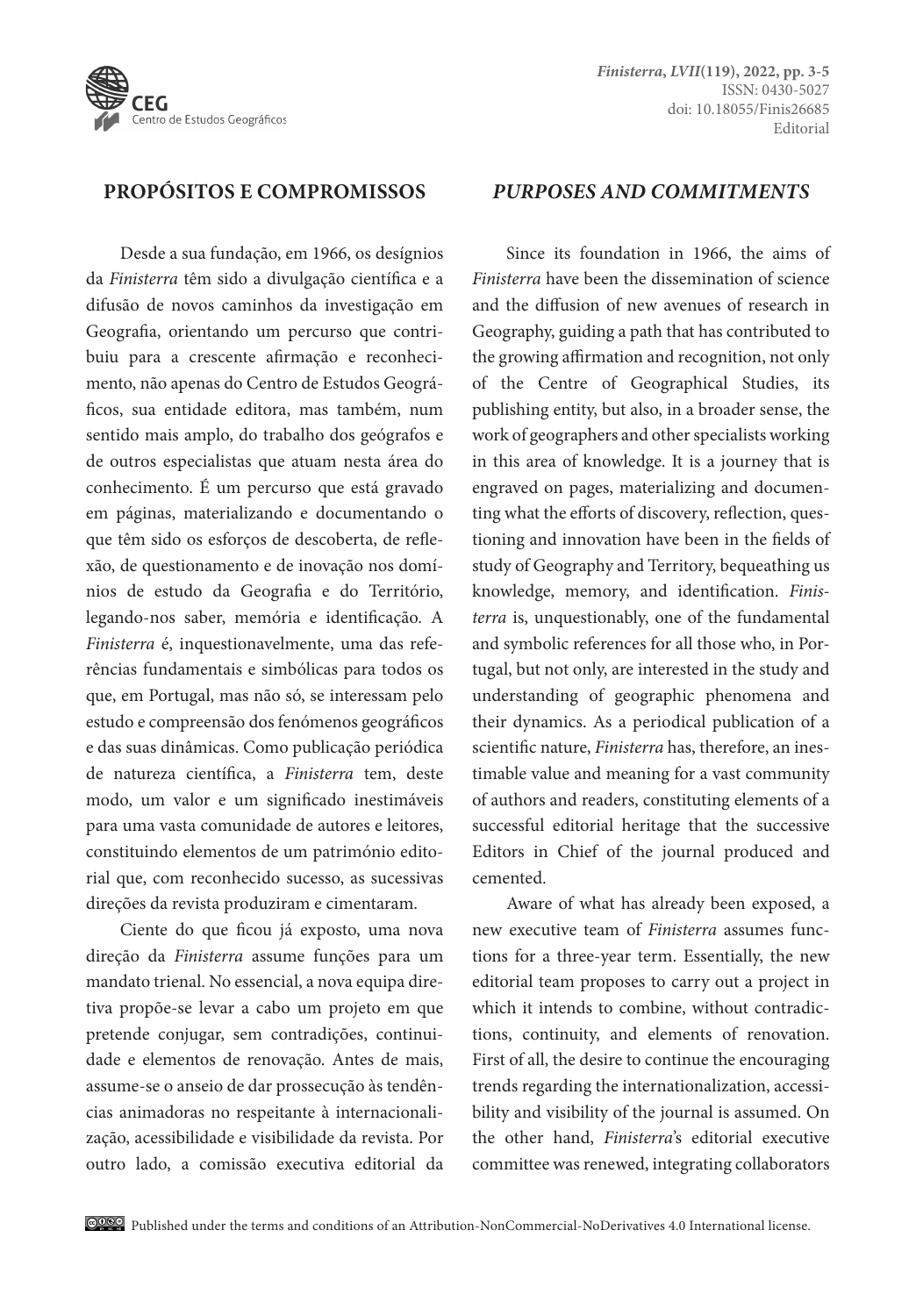## PROPÓSITOS E COMPROMISSOS

Desde a sua fundação, em 1966, os desígnios da *Finisterra* têm sido a divulgação científica e a difusão de novos caminhos da investigação em Geografia, orientando um percurso que contribuiu para a crescente afirmação e reconhecimento, não apenas do Centro de Estudos Geográficos, sua entidade editora, mas também, num sentido mais amplo, do trabalho dos geógrafos e de outros especialistas que atuam nesta área do conhecimento. É um percurso que está gravado em páginas, materializando e documentando o que têm sido os esforços de descoberta, de reflexão, de questionamento e de inovação nos domínios de estudo da Geografia e do Território, legando-nos saber, memória e identificação. A *Finisterra* é, inquestionavelmente, uma das referências fundamentais e simbólicas para todos os que, em Portugal, mas não só, se interessam pelo estudo e compreensão dos fenómenos geográficos e das suas dinâmicas. Como publicação periódica de natureza científica, a *Finisterra* tem, deste modo, um valor e um significado inestimáveis para uma vasta comunidade de autores e leitores, constituindo elementos de um património editorial que, com reconhecido sucesso, as sucessivas direções da revista produziram e cimentaram.

Ciente do que ficou já exposto, uma nova direção da *Finisterra* assume funções para um mandato trienal. No essencial, a nova equipa diretiva propõe-se levar a cabo um projeto em que pretende conjugar, sem contradições, continuidade e elementos de renovação. Antes de mais, assume-se o anseio de dar prossecução às tendências animadoras no respeitante à internacionalização, acessibilidade e visibilidade da revista. Por outro lado, a comissão executiva editorial da

## *PURPOSES AND COMMITMENTS*

Since its foundation in 1966, the aims of *Finisterra* have been the dissemination of science and the diffusion of new avenues of research in Geography, guiding a path that has contributed to the growing affirmation and recognition, not only of the Centre of Geographical Studies, its publishing entity, but also, in a broader sense, the work of geographers and other specialists working in this area of knowledge. It is a journey that is engraved on pages, materializing and documenting what the efforts of discovery, reflection, questioning and innovation have been in the fields of study of Geography and Territory, bequeathing us knowledge, memory, and identification. *Finisterra* is, unquestionably, one of the fundamental and symbolic references for all those who, in Portugal, but not only, are interested in the study and understanding of geographic phenomena and their dynamics. As a periodical publication of a scientific nature, *Finisterra* has, therefore, an inestimable value and meaning for a vast community of authors and readers, constituting elements of a successful editorial heritage that the successive Editors in Chief of the journal produced and cemented.

Aware of what has already been exposed, a new executive team of *Finisterra* assumes functions for a three-year term. Essentially, the new editorial team proposes to carry out a project in which it intends to combine, without contradictions, continuity, and elements of renovation. First of all, the desire to continue the encouraging trends regarding the internationalization, accessibility and visibility of the journal is assumed. On the other hand, *Finisterra*'s editorial executive committee was renewed, integrating collaborators

Published under the terms and conditions of an Attribution-NonCommercial-NoDerivatives 4.0 International license.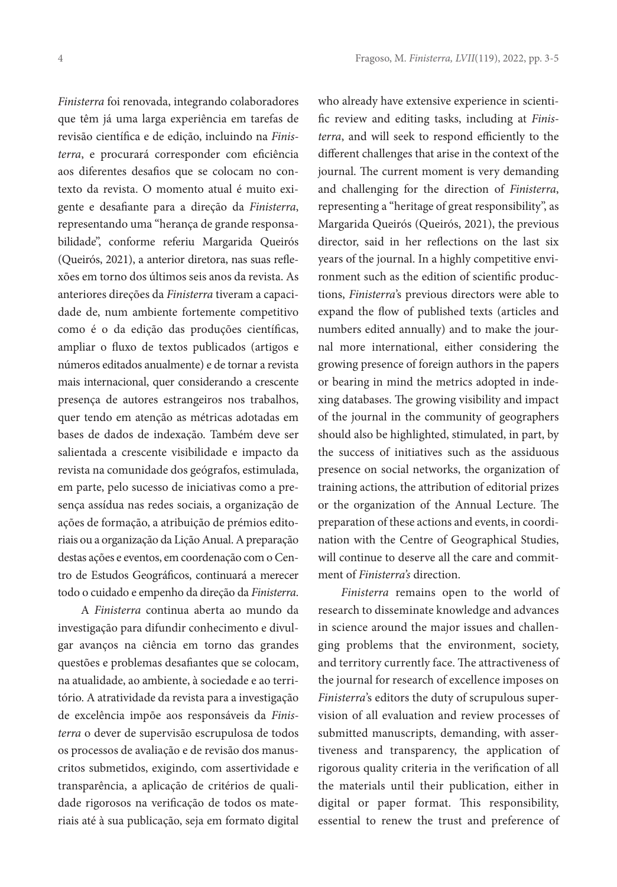*Finisterra* foi renovada, integrando colaboradores que têm já uma larga experiência em tarefas de revisão científica e de edição, incluindo na *Finisterra*, e procurará corresponder com eficiência aos diferentes desafios que se colocam no contexto da revista. O momento atual é muito exigente e desafiante para a direção da *Finisterra*, representando uma "herança de grande responsabilidade", conforme referiu Margarida Queirós (Queirós, 2021), a anterior diretora, nas suas reflexões em torno dos últimos seis anos da revista. As anteriores direções da *Finisterra* tiveram a capacidade de, num ambiente fortemente competitivo como é o da edição das produções científicas, ampliar o fluxo de textos publicados (artigos e números editados anualmente) e de tornar a revista mais internacional, quer considerando a crescente presença de autores estrangeiros nos trabalhos, quer tendo em atenção as métricas adotadas em bases de dados de indexação. Também deve ser salientada a crescente visibilidade e impacto da revista na comunidade dos geógrafos, estimulada, em parte, pelo sucesso de iniciativas como a presença assídua nas redes sociais, a organização de ações de formação, a atribuição de prémios editoriais ou a organização da Lição Anual. A preparação destas ações e eventos, em coordenação com o Centro de Estudos Geográficos, continuará a merecer todo o cuidado e empenho da direção da *Finisterra*.

A *Finisterra* continua aberta ao mundo da investigação para difundir conhecimento e divulgar avanços na ciência em torno das grandes questões e problemas desafiantes que se colocam, na atualidade, ao ambiente, à sociedade e ao território. A atratividade da revista para a investigação de excelência impõe aos responsáveis da *Finisterra* o dever de supervisão escrupulosa de todos os processos de avaliação e de revisão dos manuscritos submetidos, exigindo, com assertividade e transparência, a aplicação de critérios de qualidade rigorosos na verificação de todos os materiais até à sua publicação, seja em formato digital

who already have extensive experience in scientific review and editing tasks, including at *Finisterra*, and will seek to respond efficiently to the different challenges that arise in the context of the journal. The current moment is very demanding and challenging for the direction of *Finisterra*, representing a "heritage of great responsibility", as Margarida Queirós (Queirós, 2021), the previous director, said in her reflections on the last six years of the journal. In a highly competitive environment such as the edition of scientific productions, *Finisterra*'s previous directors were able to expand the flow of published texts (articles and numbers edited annually) and to make the journal more international, either considering the growing presence of foreign authors in the papers or bearing in mind the metrics adopted in indexing databases. The growing visibility and impact of the journal in the community of geographers should also be highlighted, stimulated, in part, by the success of initiatives such as the assiduous presence on social networks, the organization of training actions, the attribution of editorial prizes or the organization of the Annual Lecture. The preparation of these actions and events, in coordination with the Centre of Geographical Studies, will continue to deserve all the care and commitment of *Finisterra's* direction.

*Finisterra* remains open to the world of research to disseminate knowledge and advances in science around the major issues and challenging problems that the environment, society, and territory currently face. The attractiveness of the journal for research of excellence imposes on *Finisterra*'s editors the duty of scrupulous supervision of all evaluation and review processes of submitted manuscripts, demanding, with assertiveness and transparency, the application of rigorous quality criteria in the verification of all the materials until their publication, either in digital or paper format. This responsibility, essential to renew the trust and preference of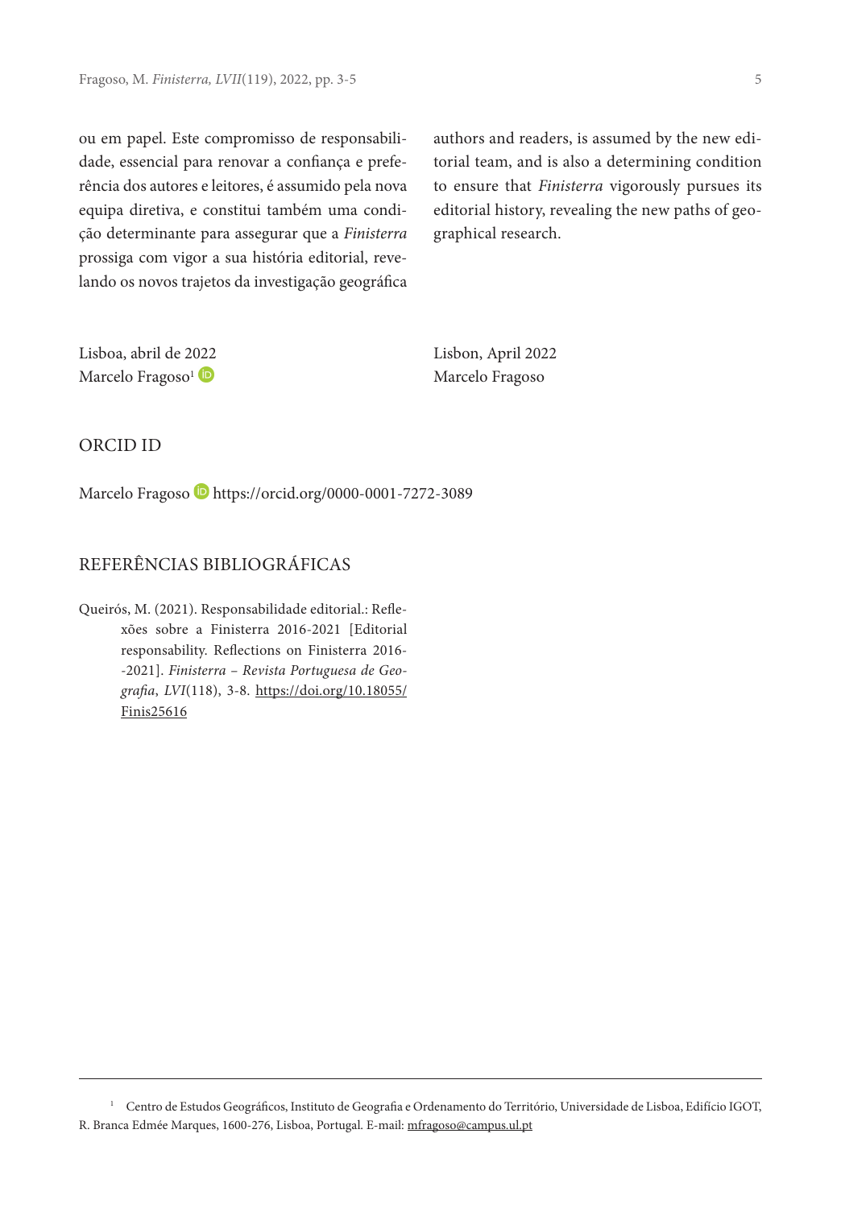ou em papel. Este compromisso de responsabilidade, essencial para renovar a confiança e preferência dos autores e leitores, é assumido pela nova equipa diretiva, e constitui também uma condição determinante para assegurar que a *Finisterra* prossiga com vigor a sua história editorial, revelando os novos trajetos da investigação geográfica

Lisboa, abril de 2022
Marcelo Fragoso[1]

authors and readers, is assumed by the new editorial team, and is also a determining condition to ensure that *Finisterra* vigorously pursues its editorial history, revealing the new paths of geographical research.

Lisbon, April 2022
Marcelo Fragoso

## ORCID ID

Marcelo Fragoso https://orcid.org/0000-0001-7272-3089

## REFERÊNCIAS BIBLIOGRÁFICAS

Queirós, M. (2021). Responsabilidade editorial.: Reflexões sobre a Finisterra 2016-2021 [Editorial responsability. Reflections on Finisterra 2016-2021]. *Finisterra – Revista Portuguesa de Geografia*, *LVI*(118), 3-8. https://doi.org/10.18055/Finis25616

[1] Centro de Estudos Geográficos, Instituto de Geografia e Ordenamento do Território, Universidade de Lisboa, Edifício IGOT, R. Branca Edmée Marques, 1600-276, Lisboa, Portugal. E-mail: mfragoso@campus.ul.pt